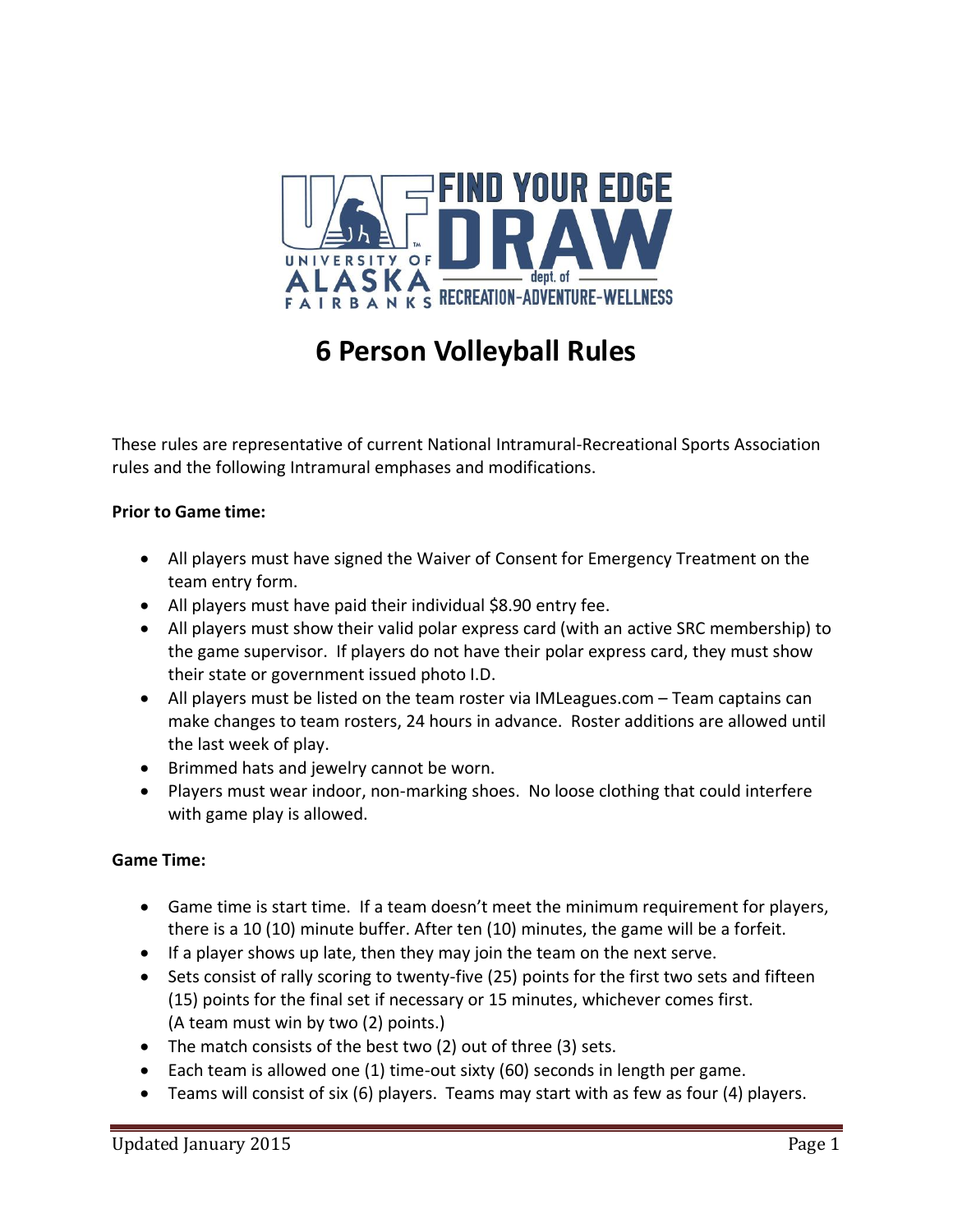# 6 Person Volleyball Rules

These rules are representative of current National Intramural-Recreational Sports Association rules and the following Intramural emphases and modifications.

**Prior to Game time:**

- All players must have signed the Waiver of Consent for Emergency Treatment on the team entry form.
- All players must have paid their individual $8.90 entry fee.
- All players must show their valid polar express card (with an active SRC membership) to the game supervisor. If players do not have their polar express card, they must show their state or government issued photo I.D.
- All players must be listed on the team roster via IMLeagues.com – Team captains can make changes to team rosters, 24 hours in advance. Roster additions are allowed until the last week of play.
- Brimmed hats and jewelry cannot be worn.
- Players must wear indoor, non-marking shoes. No loose clothing that could interfere with game play is allowed.

**Game Time:**

- Game time is start time. If a team doesn't meet the minimum requirement for players, there is a 10 (10) minute buffer. After ten (10) minutes, the game will be a forfeit.
- If a player shows up late, then they may join the team on the next serve.
- Sets consist of rally scoring to twenty-five (25) points for the first two sets and fifteen (15) points for the final set if necessary or 15 minutes, whichever comes first. (A team must win by two (2) points.)
- The match consists of the best two (2) out of three (3) sets.
- Each team is allowed one (1) time-out sixty (60) seconds in length per game.
- Teams will consist of six (6) players. Teams may start with as few as four (4) players.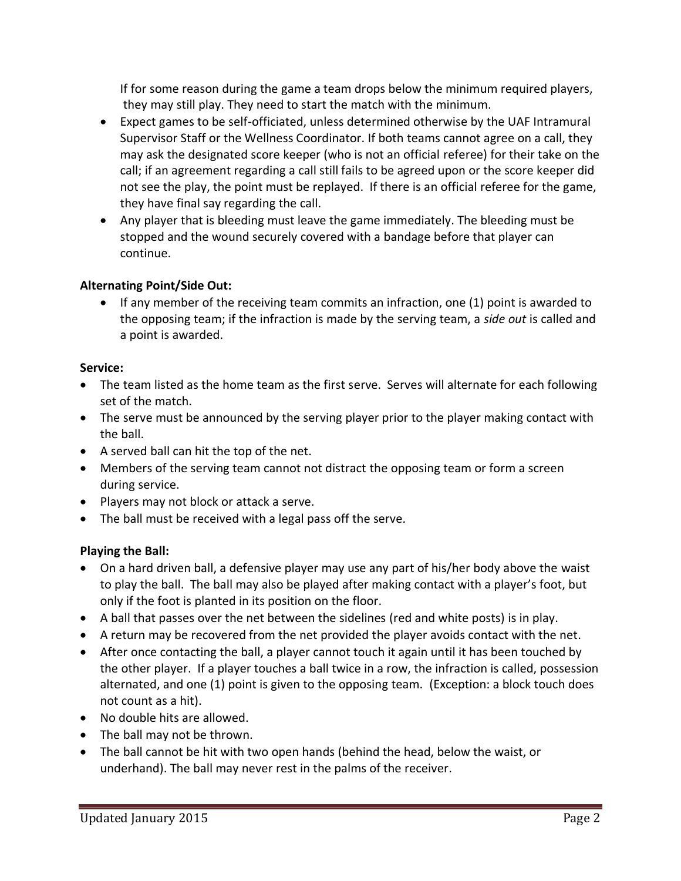If for some reason during the game a team drops below the minimum required players, they may still play. They need to start the match with the minimum.

- Expect games to be self-officiated, unless determined otherwise by the UAF Intramural Supervisor Staff or the Wellness Coordinator. If both teams cannot agree on a call, they may ask the designated score keeper (who is not an official referee) for their take on the call; if an agreement regarding a call still fails to be agreed upon or the score keeper did not see the play, the point must be replayed. If there is an official referee for the game, they have final say regarding the call.
- Any player that is bleeding must leave the game immediately. The bleeding must be stopped and the wound securely covered with a bandage before that player can continue.

**Alternating Point/Side Out:**

- If any member of the receiving team commits an infraction, one (1) point is awarded to the opposing team; if the infraction is made by the serving team, a *side out* is called and a point is awarded.

**Service:**

- The team listed as the home team as the first serve. Serves will alternate for each following set of the match.
- The serve must be announced by the serving player prior to the player making contact with the ball.
- A served ball can hit the top of the net.
- Members of the serving team cannot not distract the opposing team or form a screen during service.
- Players may not block or attack a serve.
- The ball must be received with a legal pass off the serve.

**Playing the Ball:**

- On a hard driven ball, a defensive player may use any part of his/her body above the waist to play the ball. The ball may also be played after making contact with a player's foot, but only if the foot is planted in its position on the floor.
- A ball that passes over the net between the sidelines (red and white posts) is in play.
- A return may be recovered from the net provided the player avoids contact with the net.
- After once contacting the ball, a player cannot touch it again until it has been touched by the other player. If a player touches a ball twice in a row, the infraction is called, possession alternated, and one (1) point is given to the opposing team. (Exception: a block touch does not count as a hit).
- No double hits are allowed.
- The ball may not be thrown.
- The ball cannot be hit with two open hands (behind the head, below the waist, or underhand). The ball may never rest in the palms of the receiver.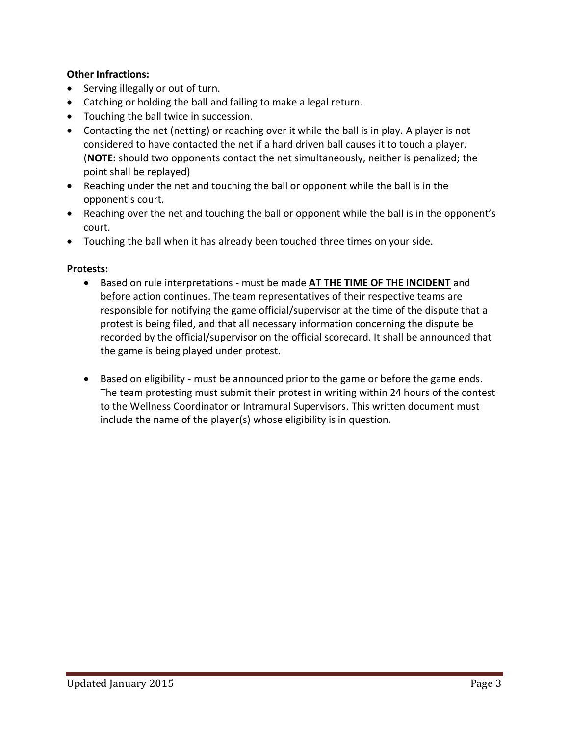**Other Infractions:**

- Serving illegally or out of turn.
- Catching or holding the ball and failing to make a legal return.
- Touching the ball twice in succession.
- Contacting the net (netting) or reaching over it while the ball is in play. A player is not considered to have contacted the net if a hard driven ball causes it to touch a player. (**NOTE:** should two opponents contact the net simultaneously, neither is penalized; the point shall be replayed)
- Reaching under the net and touching the ball or opponent while the ball is in the opponent's court.
- Reaching over the net and touching the ball or opponent while the ball is in the opponent's court.
- Touching the ball when it has already been touched three times on your side.

**Protests:**

- Based on rule interpretations - must be made **<u>AT THE TIME OF THE INCIDENT</u>** and before action continues. The team representatives of their respective teams are responsible for notifying the game official/supervisor at the time of the dispute that a protest is being filed, and that all necessary information concerning the dispute be recorded by the official/supervisor on the official scorecard. It shall be announced that the game is being played under protest.

- Based on eligibility - must be announced prior to the game or before the game ends. The team protesting must submit their protest in writing within 24 hours of the contest to the Wellness Coordinator or Intramural Supervisors. This written document must include the name of the player(s) whose eligibility is in question.